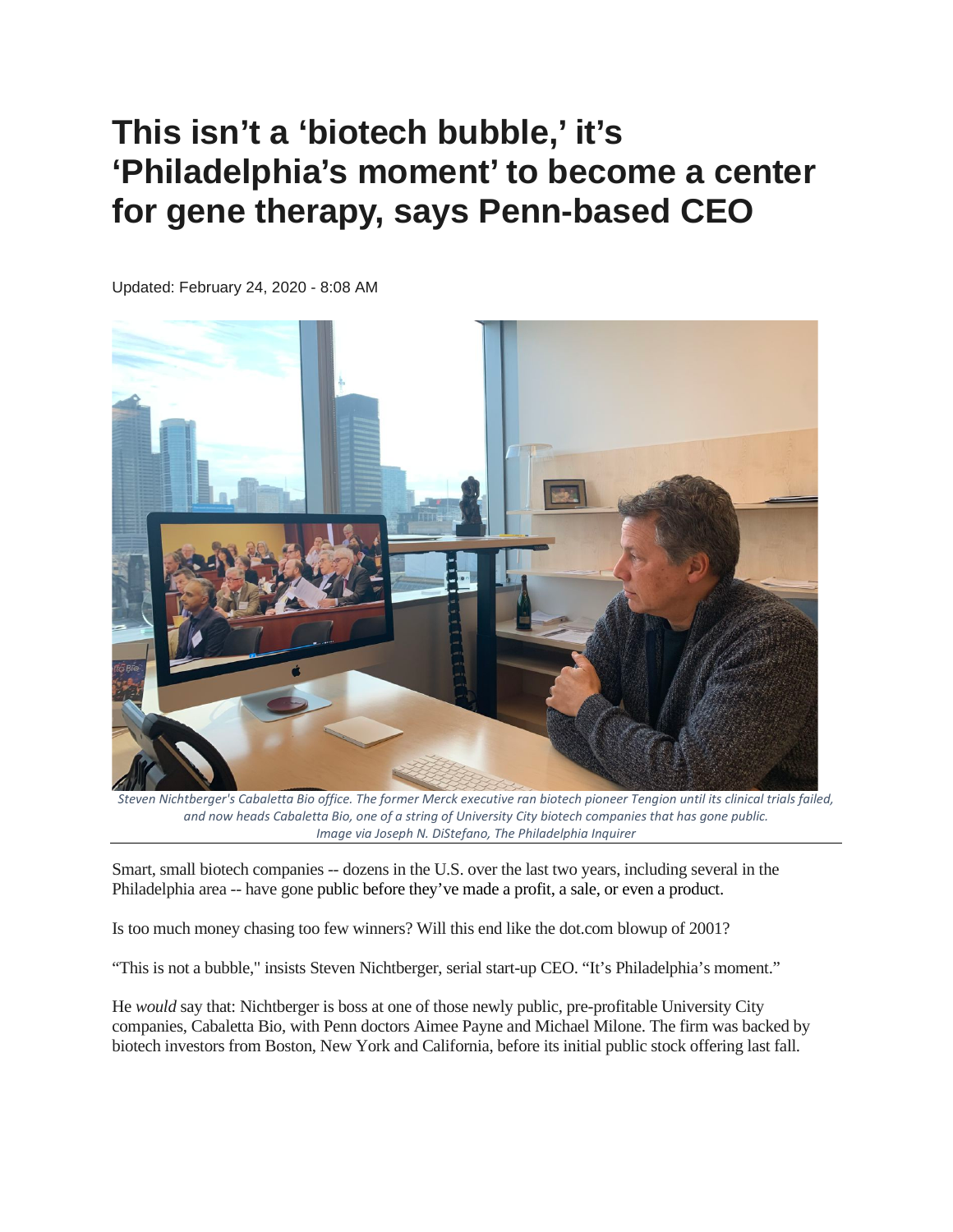# This isn't a 'biotech bubble,' it's 'Philadelphia's moment' to become a center for gene therapy, says Penn-based CEO

Updated: February 24, 2020 - 8:08 AM

*Steven Nichtberger's Cabaletta Bio office. The former Merck executive ran biotech pioneer Tengion until its clinical trials failed, and now heads Cabaletta Bio, one of a string of University City biotech companies that has gone public.*
*Image via Joseph N. DiStefano, The Philadelphia Inquirer*

Smart, small biotech companies -- dozens in the U.S. over the last two years, including several in the Philadelphia area -- have gone public before they've made a profit, a sale, or even a product.

Is too much money chasing too few winners? Will this end like the dot.com blowup of 2001?

"This is not a bubble," insists Steven Nichtberger, serial start-up CEO. "It's Philadelphia's moment."

He *would* say that: Nichtberger is boss at one of those newly public, pre-profitable University City companies, Cabaletta Bio, with Penn doctors Aimee Payne and Michael Milone. The firm was backed by biotech investors from Boston, New York and California, before its initial public stock offering last fall.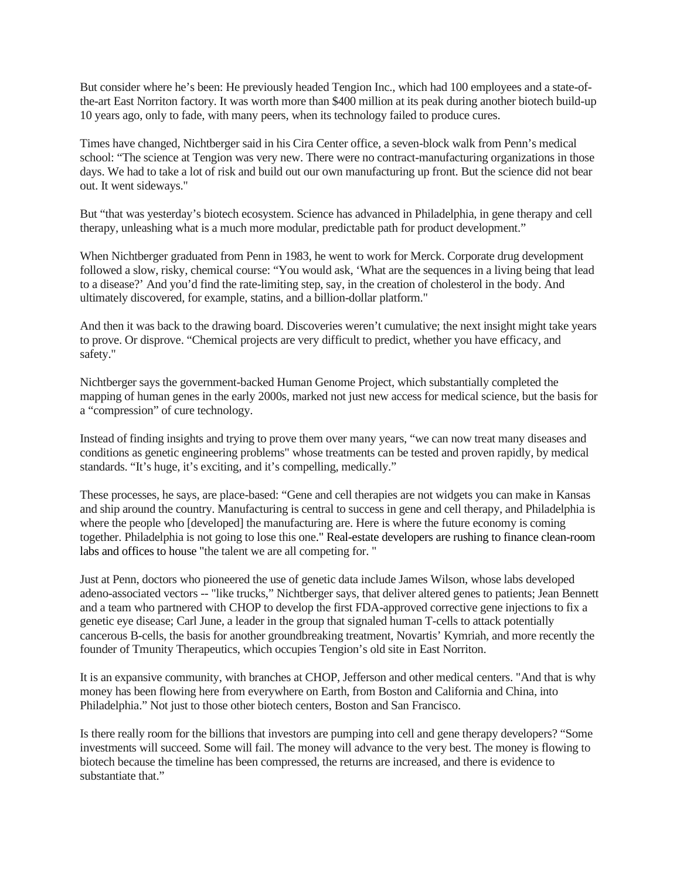But consider where he's been: He previously headed Tengion Inc., which had 100 employees and a state-of-the-art East Norriton factory. It was worth more than $400 million at its peak during another biotech build-up 10 years ago, only to fade, with many peers, when its technology failed to produce cures.

Times have changed, Nichtberger said in his Cira Center office, a seven-block walk from Penn's medical school: "The science at Tengion was very new. There were no contract-manufacturing organizations in those days. We had to take a lot of risk and build out our own manufacturing up front. But the science did not bear out. It went sideways."

But "that was yesterday's biotech ecosystem. Science has advanced in Philadelphia, in gene therapy and cell therapy, unleashing what is a much more modular, predictable path for product development."

When Nichtberger graduated from Penn in 1983, he went to work for Merck. Corporate drug development followed a slow, risky, chemical course: "You would ask, 'What are the sequences in a living being that lead to a disease?' And you'd find the rate-limiting step, say, in the creation of cholesterol in the body. And ultimately discovered, for example, statins, and a billion-dollar platform."

And then it was back to the drawing board. Discoveries weren't cumulative; the next insight might take years to prove. Or disprove. "Chemical projects are very difficult to predict, whether you have efficacy, and safety."

Nichtberger says the government-backed Human Genome Project, which substantially completed the mapping of human genes in the early 2000s, marked not just new access for medical science, but the basis for a "compression" of cure technology.

Instead of finding insights and trying to prove them over many years, "we can now treat many diseases and conditions as genetic engineering problems" whose treatments can be tested and proven rapidly, by medical standards. "It's huge, it's exciting, and it's compelling, medically."

These processes, he says, are place-based: "Gene and cell therapies are not widgets you can make in Kansas and ship around the country. Manufacturing is central to success in gene and cell therapy, and Philadelphia is where the people who [developed] the manufacturing are. Here is where the future economy is coming together. Philadelphia is not going to lose this one." Real-estate developers are rushing to finance clean-room labs and offices to house "the talent we are all competing for. "

Just at Penn, doctors who pioneered the use of genetic data include James Wilson, whose labs developed adeno-associated vectors -- "like trucks," Nichtberger says, that deliver altered genes to patients; Jean Bennett and a team who partnered with CHOP to develop the first FDA-approved corrective gene injections to fix a genetic eye disease; Carl June, a leader in the group that signaled human T-cells to attack potentially cancerous B-cells, the basis for another groundbreaking treatment, Novartis' Kymriah, and more recently the founder of Tmunity Therapeutics, which occupies Tengion's old site in East Norriton.

It is an expansive community, with branches at CHOP, Jefferson and other medical centers. "And that is why money has been flowing here from everywhere on Earth, from Boston and California and China, into Philadelphia." Not just to those other biotech centers, Boston and San Francisco.

Is there really room for the billions that investors are pumping into cell and gene therapy developers? "Some investments will succeed. Some will fail. The money will advance to the very best. The money is flowing to biotech because the timeline has been compressed, the returns are increased, and there is evidence to substantiate that."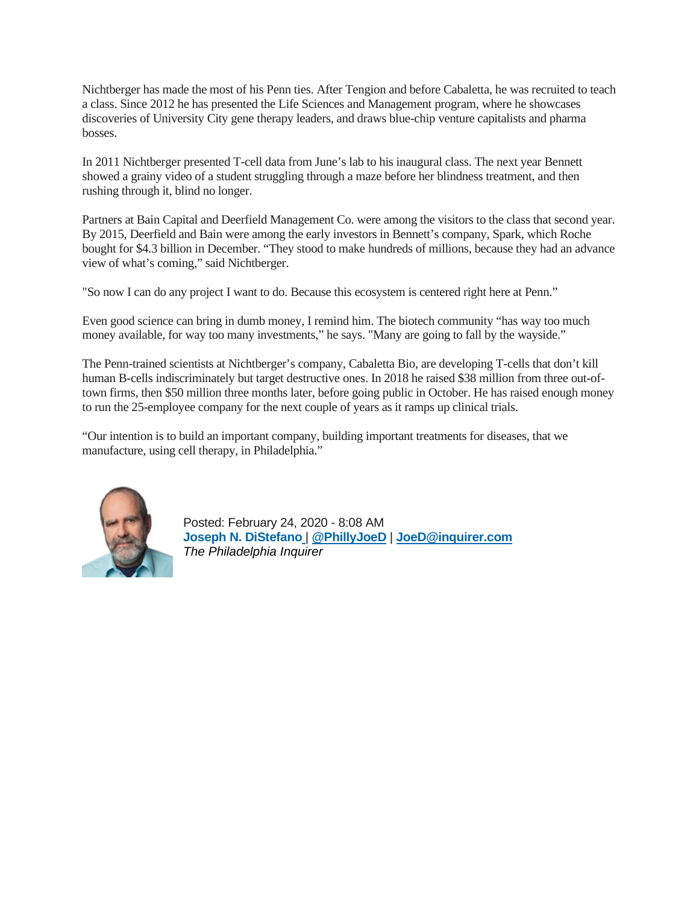Nichtberger has made the most of his Penn ties. After Tengion and before Cabaletta, he was recruited to teach a class. Since 2012 he has presented the Life Sciences and Management program, where he showcases discoveries of University City gene therapy leaders, and draws blue-chip venture capitalists and pharma bosses.

In 2011 Nichtberger presented T-cell data from June's lab to his inaugural class. The next year Bennett showed a grainy video of a student struggling through a maze before her blindness treatment, and then rushing through it, blind no longer.

Partners at Bain Capital and Deerfield Management Co. were among the visitors to the class that second year. By 2015, Deerfield and Bain were among the early investors in Bennett's company, Spark, which Roche bought for $4.3 billion in December. "They stood to make hundreds of millions, because they had an advance view of what's coming," said Nichtberger.

"So now I can do any project I want to do. Because this ecosystem is centered right here at Penn."

Even good science can bring in dumb money, I remind him. The biotech community "has way too much money available, for way too many investments," he says. "Many are going to fall by the wayside."

The Penn-trained scientists at Nichtberger's company, Cabaletta Bio, are developing T-cells that don't kill human B-cells indiscriminately but target destructive ones. In 2018 he raised $38 million from three out-of-town firms, then $50 million three months later, before going public in October. He has raised enough money to run the 25-employee company for the next couple of years as it ramps up clinical trials.

"Our intention is to build an important company, building important treatments for diseases, that we manufacture, using cell therapy, in Philadelphia."

Posted: February 24, 2020 - 8:08 AM
**Joseph N. DiStefano** | **@PhillyJoeD** | **JoeD@inquirer.com**
*The Philadelphia Inquirer*